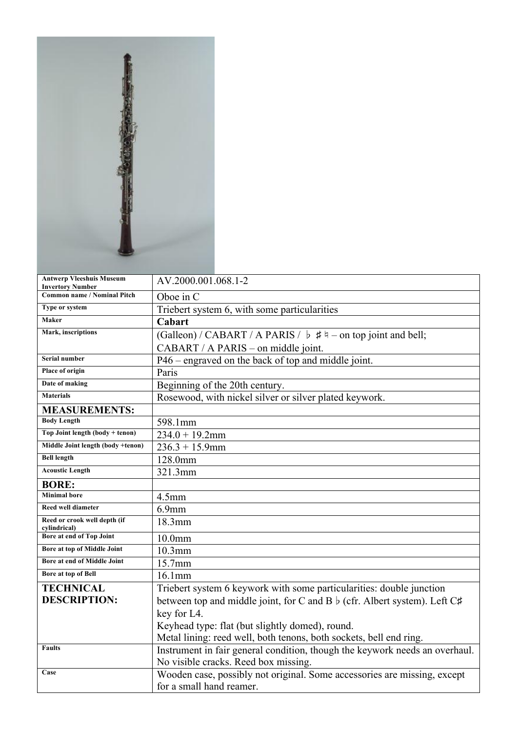| Antwerp Vleeshuis Museum Invertory Number | AV.2000.001.068.1-2 |
| --- | --- |
| Common name / Nominal Pitch | Oboe in C |
| Type or system | Triebert system 6, with some particularities |
| Maker | **Cabart** |
| Mark, inscriptions | (Galleon) / CABART / A PARIS / ♭ ♯ ♮ – on top joint and bell; CABART / A PARIS – on middle joint. |
| Serial number | P46 – engraved on the back of top and middle joint. |
| Place of origin | Paris |
| Date of making | Beginning of the 20th century. |
| Materials | Rosewood, with nickel silver or silver plated keywork. |
| **MEASUREMENTS:** | |
| Body Length | 598.1mm |
| Top Joint length (body + tenon) | 234.0 + 19.2mm |
| Middle Joint length (body +tenon) | 236.3 + 15.9mm |
| Bell length | 128.0mm |
| Acoustic Length | 321.3mm |
| **BORE:** | |
| Minimal bore | 4.5mm |
| Reed well diameter | 6.9mm |
| Reed or crook well depth (if cylindrical) | 18.3mm |
| Bore at end of Top Joint | 10.0mm |
| Bore at top of Middle Joint | 10.3mm |
| Bore at end of Middle Joint | 15.7mm |
| Bore at top of Bell | 16.1mm |
| **TECHNICAL DESCRIPTION:** | Triebert system 6 keywork with some particularities: double junction between top and middle joint, for C and B♭ (cfr. Albert system). Left C♯ key for L4. Keyhead type: flat (but slightly domed), round. Metal lining: reed well, both tenons, both sockets, bell end ring. |
| Faults | Instrument in fair general condition, though the keywork needs an overhaul. No visible cracks. Reed box missing. |
| Case | Wooden case, possibly not original. Some accessories are missing, except for a small hand reamer. |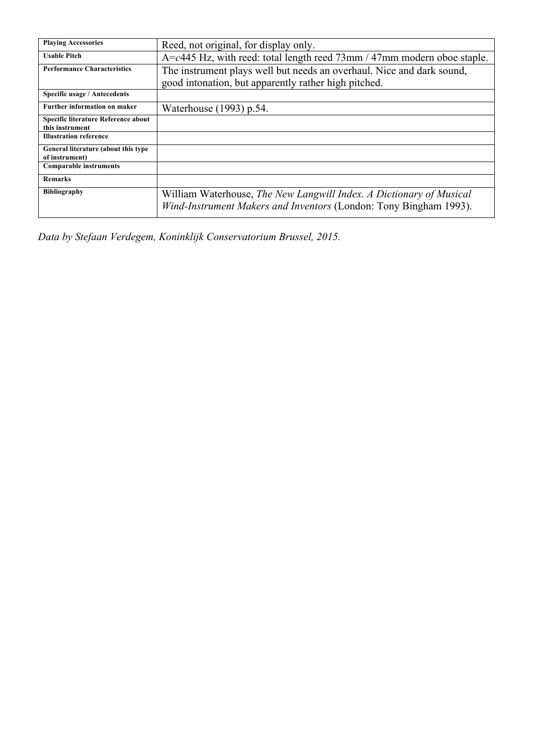| | |
|---|---|
| **Playing Accessories** | Reed, not original, for display only. |
| **Usable Pitch** | A=*c*445 Hz, with reed: total length reed 73mm / 47mm modern oboe staple. |
| **Performance Characteristics** | The instrument plays well but needs an overhaul. Nice and dark sound, good intonation, but apparently rather high pitched. |
| **Specific usage / Antecedents** | |
| **Further information on maker** | Waterhouse (1993) p.54. |
| **Specific literature Reference about this instrument** | |
| **Illustration reference** | |
| **General literature (about this type of instrument)** | |
| **Comparable instruments** | |
| **Remarks** | |
| **Bibliography** | William Waterhouse, *The New Langwill Index. A Dictionary of Musical Wind-Instrument Makers and Inventors* (London: Tony Bingham 1993). |

*Data by Stefaan Verdegem, Koninklijk Conservatorium Brussel, 2015.*